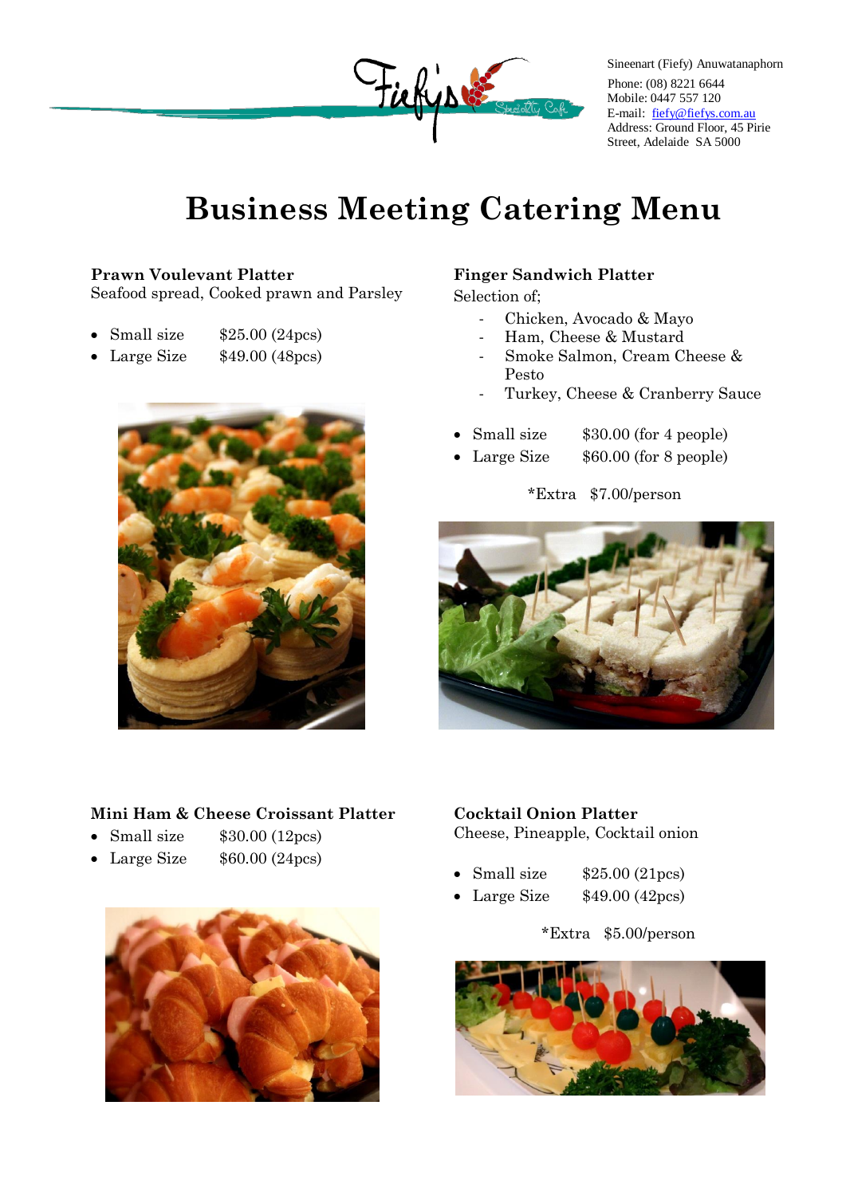Sineenart (Fiefy) Anuwatanaphorn
Phone: (08) 8221 6644
Mobile: 0447 557 120
E-mail: fiefy@fiefys.com.au
Address: Ground Floor, 45 Pirie Street, Adelaide SA 5000

# Business Meeting Catering Menu

### Prawn Voulevant Platter

Seafood spread, Cooked prawn and Parsley

- Small size $25.00 (24pcs)
- Large Size $49.00 (48pcs)

### Finger Sandwich Platter

Selection of;

- Chicken, Avocado & Mayo
- Ham, Cheese & Mustard
- Smoke Salmon, Cream Cheese & Pesto
- Turkey, Cheese & Cranberry Sauce

- Small size $30.00 (for 4 people)
- Large Size $60.00 (for 8 people)

*Extra $7.00/person

### Mini Ham & Cheese Croissant Platter

- Small size $30.00 (12pcs)
- Large Size $60.00 (24pcs)

### Cocktail Onion Platter

Cheese, Pineapple, Cocktail onion

- Small size $25.00 (21pcs)
- Large Size $49.00 (42pcs)

*Extra $5.00/person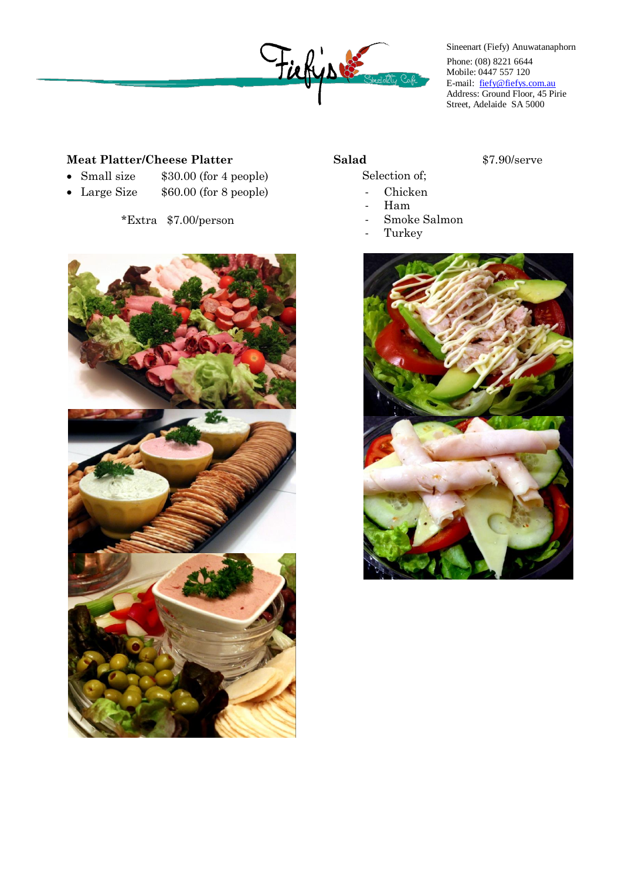Sineenart (Fiefy) Anuwatanaphorn
Phone: (08) 8221 6644
Mobile: 0447 557 120
E-mail: fiefy@fiefys.com.au
Address: Ground Floor, 45 Pirie Street, Adelaide SA 5000

**Meat Platter/Cheese Platter**

- Small size $30.00 (for 4 people)
- Large Size $60.00 (for 8 people)

*Extra $7.00/person

**Salad** $7.90/serve

Selection of;

- Chicken
- Ham
- Smoke Salmon
- Turkey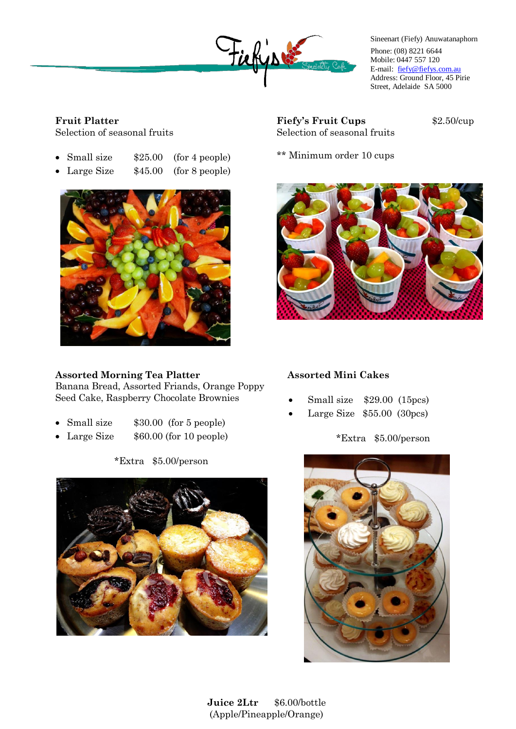Sineenart (Fiefy) Anuwatanaphorn
Phone: (08) 8221 6644
Mobile: 0447 557 120
E-mail: fiefy@fiefys.com.au
Address: Ground Floor, 45 Pirie Street, Adelaide SA 5000

**Fruit Platter**
Selection of seasonal fruits

- Small size $25.00 (for 4 people)
- Large Size $45.00 (for 8 people)

**Fiefy's Fruit Cups** $2.50/cup
Selection of seasonal fruits

** Minimum order 10 cups

**Assorted Morning Tea Platter**
Banana Bread, Assorted Friands, Orange Poppy Seed Cake, Raspberry Chocolate Brownies

- Small size $30.00 (for 5 people)
- Large Size $60.00 (for 10 people)

*Extra $5.00/person

**Assorted Mini Cakes**

- Small size $29.00 (15pcs)
- Large Size $55.00 (30pcs)

*Extra $5.00/person

**Juice 2Ltr** $6.00/bottle
(Apple/Pineapple/Orange)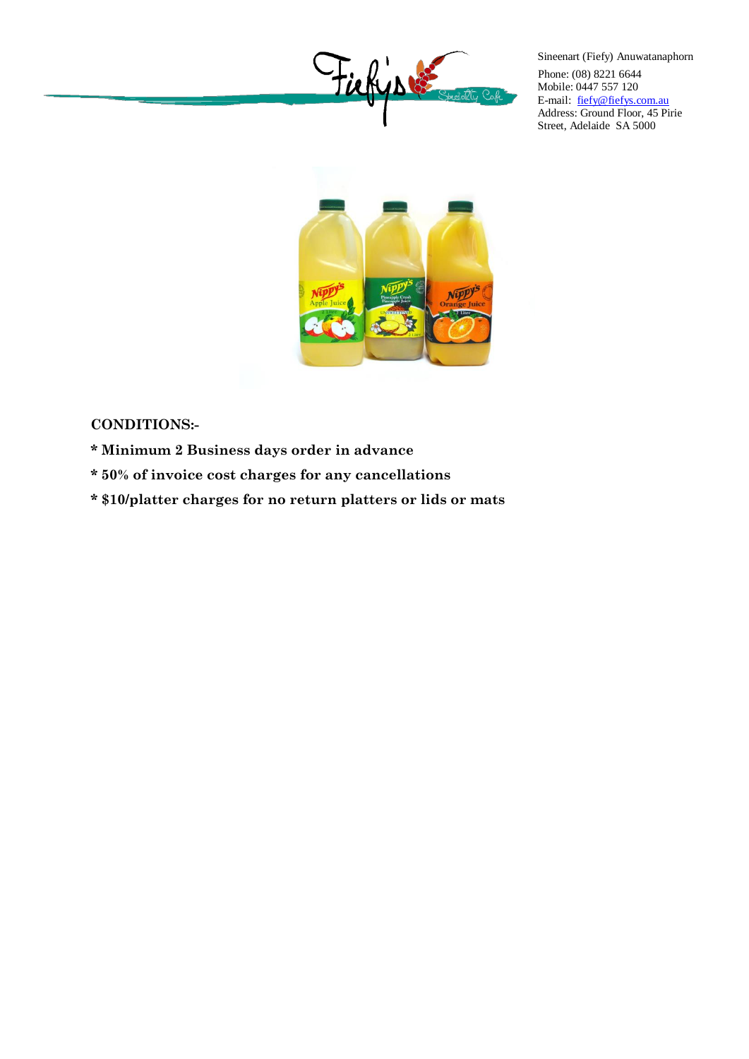Sineenart (Fiefy) Anuwatanaphorn
Phone: (08) 8221 6644
Mobile: 0447 557 120
E-mail: fiefy@fiefys.com.au
Address: Ground Floor, 45 Pirie Street, Adelaide SA 5000

**CONDITIONS:-**

**\* Minimum 2 Business days order in advance**

**\* 50% of invoice cost charges for any cancellations**

**\* $10/platter charges for no return platters or lids or mats**